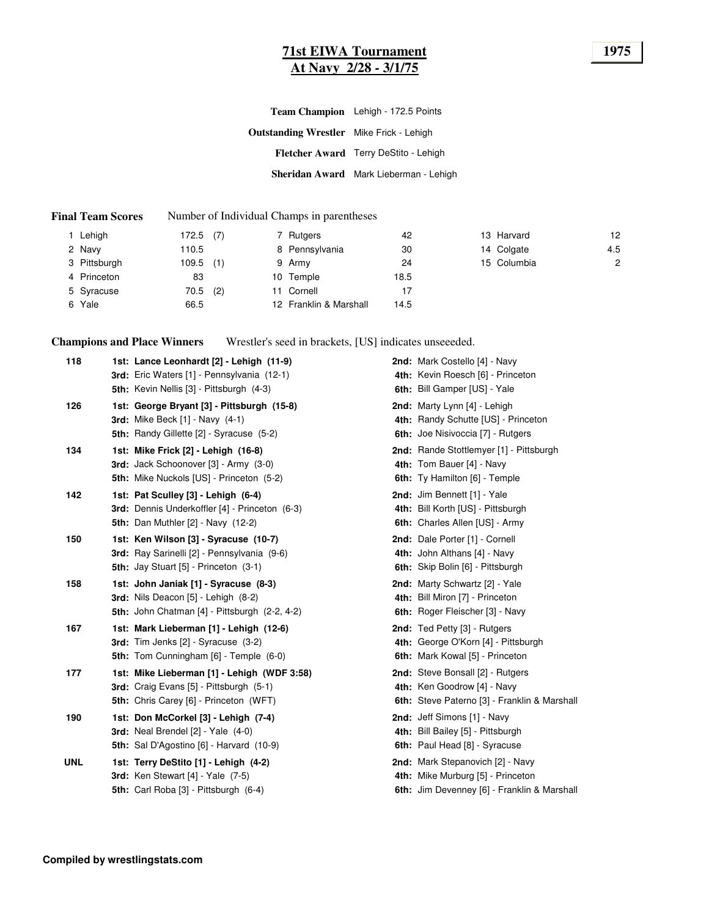# 71st EIWA Tournament
## At Navy 2/28 - 3/1/75

**1975**

**Team Champion** Lehigh - 172.5 Points

**Outstanding Wrestler** Mike Frick - Lehigh

**Fletcher Award** Terry DeStito - Lehigh

**Sheridan Award** Mark Lieberman - Lehigh

**Final Team Scores** Number of Individual Champs in parentheses

| Rank | Team | Points | Champs |
|---|---|---|---|
| 1 | Lehigh | 172.5 | (7) |
| 2 | Navy | 110.5 | |
| 3 | Pittsburgh | 109.5 | (1) |
| 4 | Princeton | 83 | |
| 5 | Syracuse | 70.5 | (2) |
| 6 | Yale | 66.5 | |
| 7 | Rutgers | 42 | |
| 8 | Pennsylvania | 30 | |
| 9 | Army | 24 | |
| 10 | Temple | 18.5 | |
| 11 | Cornell | 17 | |
| 12 | Franklin & Marshall | 14.5 | |
| 13 | Harvard | 12 | |
| 14 | Colgate | 4.5 | |
| 15 | Columbia | 2 | |

**Champions and Place Winners** Wrestler's seed in brackets, [US] indicates unseeeded.

**118**
- **1st: Lance Leonhardt [2] - Lehigh (11-9)**
- **2nd:** Mark Costello [4] - Navy
- **3rd:** Eric Waters [1] - Pennsylvania (12-1)
- **4th:** Kevin Roesch [6] - Princeton
- **5th:** Kevin Nellis [3] - Pittsburgh (4-3)
- **6th:** Bill Gamper [US] - Yale

**126**
- **1st: George Bryant [3] - Pittsburgh (15-8)**
- **2nd:** Marty Lynn [4] - Lehigh
- **3rd:** Mike Beck [1] - Navy (4-1)
- **4th:** Randy Schutte [US] - Princeton
- **5th:** Randy Gillette [2] - Syracuse (5-2)
- **6th:** Joe Nisivoccia [7] - Rutgers

**134**
- **1st: Mike Frick [2] - Lehigh (16-8)**
- **2nd:** Rande Stottlemyer [1] - Pittsburgh
- **3rd:** Jack Schoonover [3] - Army (3-0)
- **4th:** Tom Bauer [4] - Navy
- **5th:** Mike Nuckols [US] - Princeton (5-2)
- **6th:** Ty Hamilton [6] - Temple

**142**
- **1st: Pat Sculley [3] - Lehigh (6-4)**
- **2nd:** Jim Bennett [1] - Yale
- **3rd:** Dennis Underkoffler [4] - Princeton (6-3)
- **4th:** Bill Korth [US] - Pittsburgh
- **5th:** Dan Muthler [2] - Navy (12-2)
- **6th:** Charles Allen [US] - Army

**150**
- **1st: Ken Wilson [3] - Syracuse (10-7)**
- **2nd:** Dale Porter [1] - Cornell
- **3rd:** Ray Sarinelli [2] - Pennsylvania (9-6)
- **4th:** John Althans [4] - Navy
- **5th:** Jay Stuart [5] - Princeton (3-1)
- **6th:** Skip Bolin [6] - Pittsburgh

**158**
- **1st: John Janiak [1] - Syracuse (8-3)**
- **2nd:** Marty Schwartz [2] - Yale
- **3rd:** Nils Deacon [5] - Lehigh (8-2)
- **4th:** Bill Miron [7] - Princeton
- **5th:** John Chatman [4] - Pittsburgh (2-2, 4-2)
- **6th:** Roger Fleischer [3] - Navy

**167**
- **1st: Mark Lieberman [1] - Lehigh (12-6)**
- **2nd:** Ted Petty [3] - Rutgers
- **3rd:** Tim Jenks [2] - Syracuse (3-2)
- **4th:** George O'Korn [4] - Pittsburgh
- **5th:** Tom Cunningham [6] - Temple (6-0)
- **6th:** Mark Kowal [5] - Princeton

**177**
- **1st: Mike Lieberman [1] - Lehigh (WDF 3:58)**
- **2nd:** Steve Bonsall [2] - Rutgers
- **3rd:** Craig Evans [5] - Pittsburgh (5-1)
- **4th:** Ken Goodrow [4] - Navy
- **5th:** Chris Carey [6] - Princeton (WFT)
- **6th:** Steve Paterno [3] - Franklin & Marshall

**190**
- **1st: Don McCorkel [3] - Lehigh (7-4)**
- **2nd:** Jeff Simons [1] - Navy
- **3rd:** Neal Brendel [2] - Yale (4-0)
- **4th:** Bill Bailey [5] - Pittsburgh
- **5th:** Sal D'Agostino [6] - Harvard (10-9)
- **6th:** Paul Head [8] - Syracuse

**UNL**
- **1st: Terry DeStito [1] - Lehigh (4-2)**
- **2nd:** Mark Stepanovich [2] - Navy
- **3rd:** Ken Stewart [4] - Yale (7-5)
- **4th:** Mike Murburg [5] - Princeton
- **5th:** Carl Roba [3] - Pittsburgh (6-4)
- **6th:** Jim Devenney [6] - Franklin & Marshall

**Compiled by wrestlingstats.com**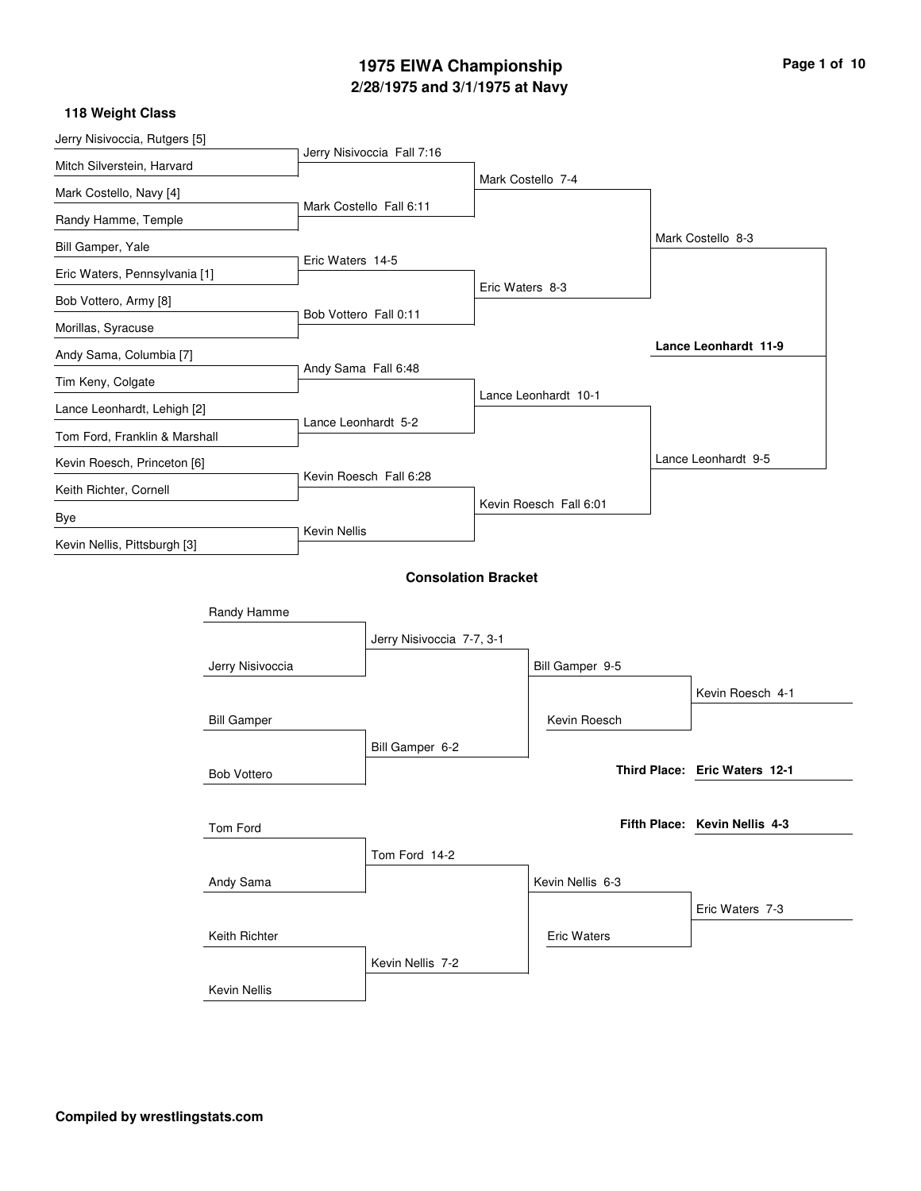# 1975 EIWA Championship

## 2/28/1975 and 3/1/1975 at Navy

### 118 Weight Class

**Championship Bracket**

First round:
- Jerry Nisivoccia, Rutgers [5] vs Mitch Silverstein, Harvard — Jerry Nisivoccia Fall 7:16
- Mark Costello, Navy [4] vs Randy Hamme, Temple — Mark Costello Fall 6:11
- Bill Gamper, Yale vs Eric Waters, Pennsylvania [1] — Eric Waters 14-5
- Bob Vottero, Army [8] vs Morillas, Syracuse — Bob Vottero Fall 0:11
- Andy Sama, Columbia [7] vs Tim Keny, Colgate — Andy Sama Fall 6:48
- Lance Leonhardt, Lehigh [2] vs Tom Ford, Franklin & Marshall — Lance Leonhardt 5-2
- Kevin Roesch, Princeton [6] vs Keith Richter, Cornell — Kevin Roesch Fall 6:28
- Bye vs Kevin Nellis, Pittsburgh [3] — Kevin Nellis

Quarterfinals:
- Mark Costello 7-4
- Eric Waters 8-3
- Lance Leonhardt 10-1
- Kevin Roesch Fall 6:01

Semifinals:
- Mark Costello 8-3
- Lance Leonhardt 9-5

Final:
- **Lance Leonhardt 11-9**

### Consolation Bracket

- Randy Hamme vs Jerry Nisivoccia — Jerry Nisivoccia 7-7, 3-1
- Bill Gamper vs Bob Vottero — Bill Gamper 6-2
- Jerry Nisivoccia vs Bill Gamper — Bill Gamper 9-5
- Bill Gamper vs Kevin Roesch — Kevin Roesch 4-1
- Tom Ford vs Andy Sama — Tom Ford 14-2
- Keith Richter vs Kevin Nellis — Kevin Nellis 7-2
- Tom Ford vs Kevin Nellis — Kevin Nellis 6-3
- Kevin Nellis vs Eric Waters — Eric Waters 7-3

**Third Place: Eric Waters 12-1**

**Fifth Place: Kevin Nellis 4-3**

**Compiled by wrestlingstats.com**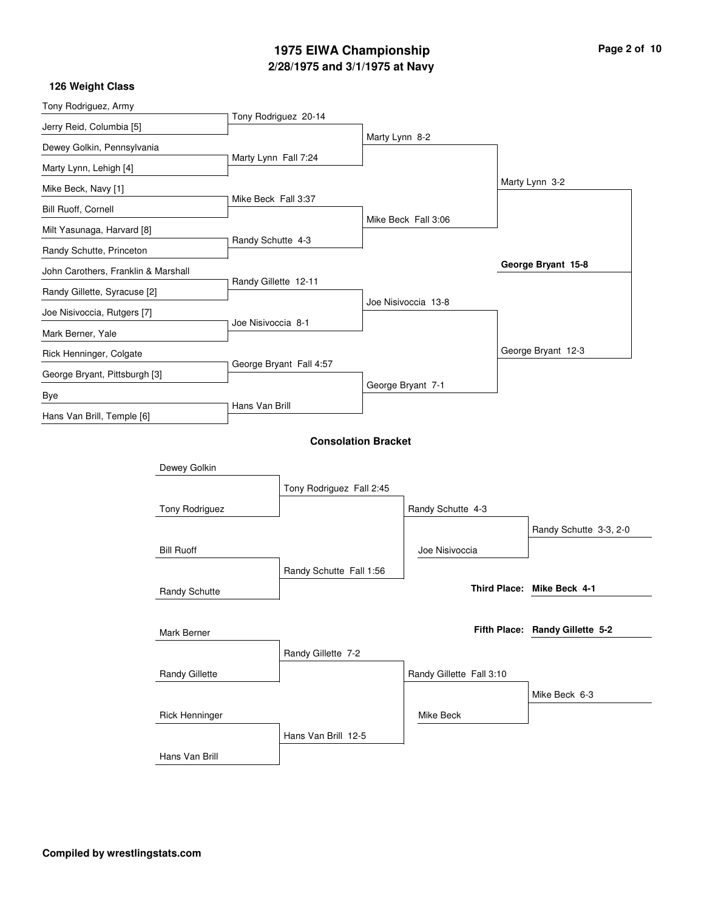# 1975 EIWA Championship

## 2/28/1975 and 3/1/1975 at Navy

### 126 Weight Class

**Championship Bracket**

| First Round | Quarterfinals | Semifinals | Finals |
|---|---|---|---|
| Tony Rodriguez, Army vs. Jerry Reid, Columbia [5] | Tony Rodriguez 20-14 | | |
| Dewey Golkin, Pennsylvania vs. Marty Lynn, Lehigh [4] | Marty Lynn Fall 7:24 | Marty Lynn 8-2 | |
| Mike Beck, Navy [1] vs. Bill Ruoff, Cornell | Mike Beck Fall 3:37 | | |
| Milt Yasunaga, Harvard [8] vs. Randy Schutte, Princeton | Randy Schutte 4-3 | Mike Beck Fall 3:06 | Marty Lynn 3-2 |
| John Carothers, Franklin & Marshall vs. Randy Gillette, Syracuse [2] | Randy Gillette 12-11 | | |
| Joe Nisivoccia, Rutgers [7] vs. Mark Berner, Yale | Joe Nisivoccia 8-1 | Joe Nisivoccia 13-8 | |
| Rick Henninger, Colgate vs. George Bryant, Pittsburgh [3] | George Bryant Fall 4:57 | | |
| Bye vs. Hans Van Brill, Temple [6] | Hans Van Brill | George Bryant 7-1 | George Bryant 12-3 |

**Champion: George Bryant 15-8**

### Consolation Bracket

| Round 1 | Round 2 | Round 3 | Final |
|---|---|---|---|
| Dewey Golkin vs. Tony Rodriguez | Tony Rodriguez Fall 2:45 | | |
| Bill Ruoff vs. Randy Schutte | Randy Schutte Fall 1:56 | Randy Schutte 4-3 | |
| | | Joe Nisivoccia | Randy Schutte 3-3, 2-0 |
| Mark Berner vs. Randy Gillette | Randy Gillette 7-2 | | |
| Rick Henninger vs. Hans Van Brill | Hans Van Brill 12-5 | Randy Gillette Fall 3:10 | |
| | | Mike Beck | Mike Beck 6-3 |

**Third Place: Mike Beck 4-1**

**Fifth Place: Randy Gillette 5-2**

**Compiled by wrestlingstats.com**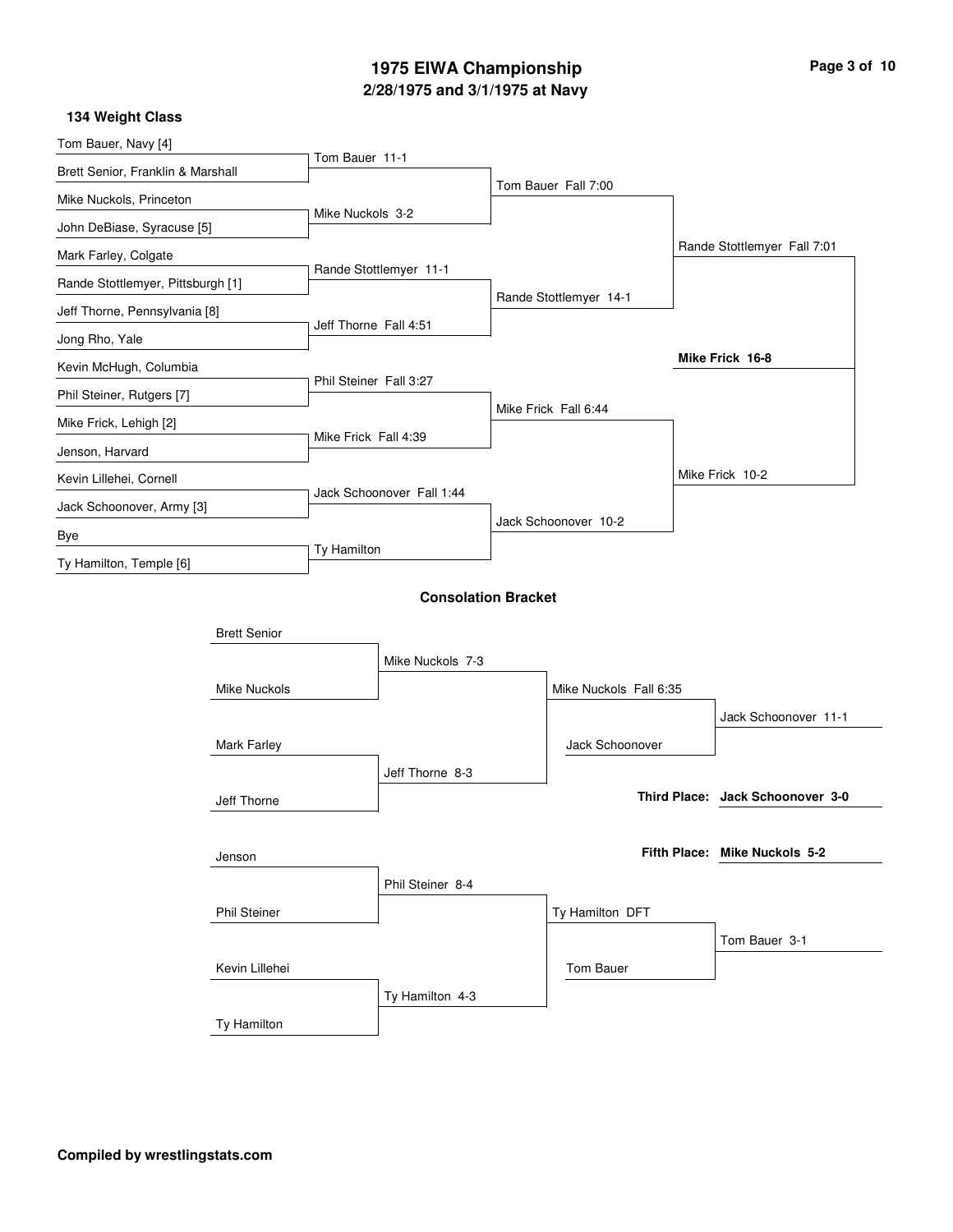# 1975 EIWA Championship

## 2/28/1975 and 3/1/1975 at Navy

### 134 Weight Class

**Championship Bracket**

| First Round | Quarterfinals | Semifinals | Finals | Champion |
|---|---|---|---|---|
| Tom Bauer, Navy [4] | | | | |
| Brett Senior, Franklin & Marshall | Tom Bauer 11-1 | | | |
| Mike Nuckols, Princeton | | Tom Bauer Fall 7:00 | | |
| John DeBiase, Syracuse [5] | Mike Nuckols 3-2 | | | |
| Mark Farley, Colgate | | | Rande Stottlemyer Fall 7:01 | |
| Rande Stottlemyer, Pittsburgh [1] | Rande Stottlemyer 11-1 | | | |
| Jeff Thorne, Pennsylvania [8] | | Rande Stottlemyer 14-1 | | |
| Jong Rho, Yale | Jeff Thorne Fall 4:51 | | | |
| Kevin McHugh, Columbia | | | | **Mike Frick 16-8** |
| Phil Steiner, Rutgers [7] | Phil Steiner Fall 3:27 | | | |
| Mike Frick, Lehigh [2] | | Mike Frick Fall 6:44 | | |
| Jenson, Harvard | Mike Frick Fall 4:39 | | | |
| Kevin Lillehei, Cornell | | | Mike Frick 10-2 | |
| Jack Schoonover, Army [3] | Jack Schoonover Fall 1:44 | | | |
| Bye | | Jack Schoonover 10-2 | | |
| Ty Hamilton, Temple [6] | Ty Hamilton | | | |

### Consolation Bracket

| Entrants | Round 1 | Round 2 | Final |
|---|---|---|---|
| Brett Senior | | | |
| Mike Nuckols | Mike Nuckols 7-3 | | |
| | | Mike Nuckols Fall 6:35 | |
| | Jack Schoonover | | Jack Schoonover 11-1 |
| Mark Farley | | | |
| Jeff Thorne | Jeff Thorne 8-3 | | |
| Jenson | | | |
| Phil Steiner | Phil Steiner 8-4 | | |
| | | Ty Hamilton DFT | |
| | Tom Bauer | | Tom Bauer 3-1 |
| Kevin Lillehei | | | |
| Ty Hamilton | Ty Hamilton 4-3 | | |

**Third Place:** **Jack Schoonover 3-0**

**Fifth Place:** **Mike Nuckols 5-2**

**Compiled by wrestlingstats.com**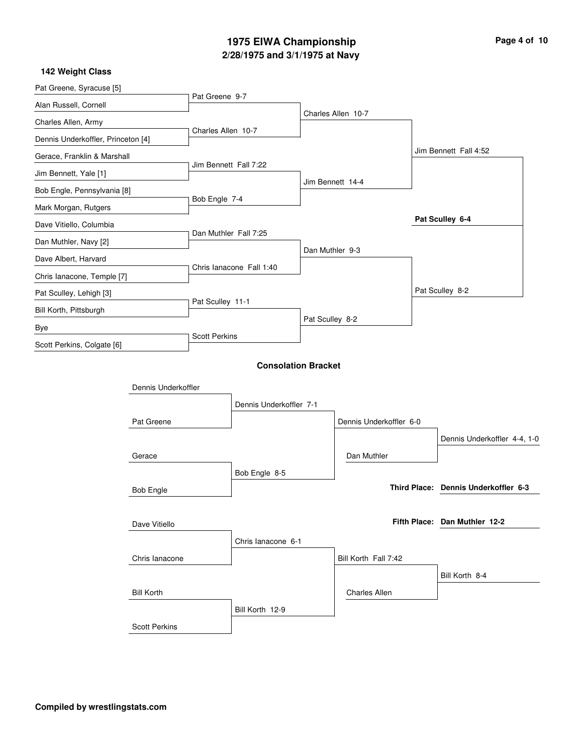# 1975 EIWA Championship

## 2/28/1975 and 3/1/1975 at Navy

### 142 Weight Class

**Championship Bracket**

First Round:

- Pat Greene, Syracuse [5] vs. Alan Russell, Cornell — Pat Greene 9-7
- Charles Allen, Army vs. Dennis Underkoffler, Princeton [4] — Charles Allen 10-7
- Gerace, Franklin & Marshall vs. Jim Bennett, Yale [1] — Jim Bennett Fall 7:22
- Bob Engle, Pennsylvania [8] vs. Mark Morgan, Rutgers — Bob Engle 7-4
- Dave Vitiello, Columbia vs. Dan Muthler, Navy [2] — Dan Muthler Fall 7:25
- Dave Albert, Harvard vs. Chris Ianacone, Temple [7] — Chris Ianacone Fall 1:40
- Pat Sculley, Lehigh [3] vs. Bill Korth, Pittsburgh — Pat Sculley 11-1
- Bye vs. Scott Perkins, Colgate [6] — Scott Perkins

Quarterfinals:

- Charles Allen 10-7
- Jim Bennett 14-4
- Dan Muthler 9-3
- Pat Sculley 8-2

Semifinals:

- Jim Bennett Fall 4:52
- Pat Sculley 8-2

Final:

- **Pat Sculley 6-4**

**Consolation Bracket**

- Dennis Underkoffler vs. Pat Greene — Dennis Underkoffler 7-1
- Gerace vs. Bob Engle — Bob Engle 8-5
- Dennis Underkoffler 6-0
- Dennis Underkoffler vs. Dan Muthler — Dennis Underkoffler 4-4, 1-0
- Dave Vitiello vs. Chris Ianacone — Chris Ianacone 6-1
- Bill Korth vs. Scott Perkins — Bill Korth 12-9
- Bill Korth Fall 7:42
- Bill Korth vs. Charles Allen — Bill Korth 8-4

**Third Place: Dennis Underkoffler 6-3**

**Fifth Place: Dan Muthler 12-2**

**Compiled by wrestlingstats.com**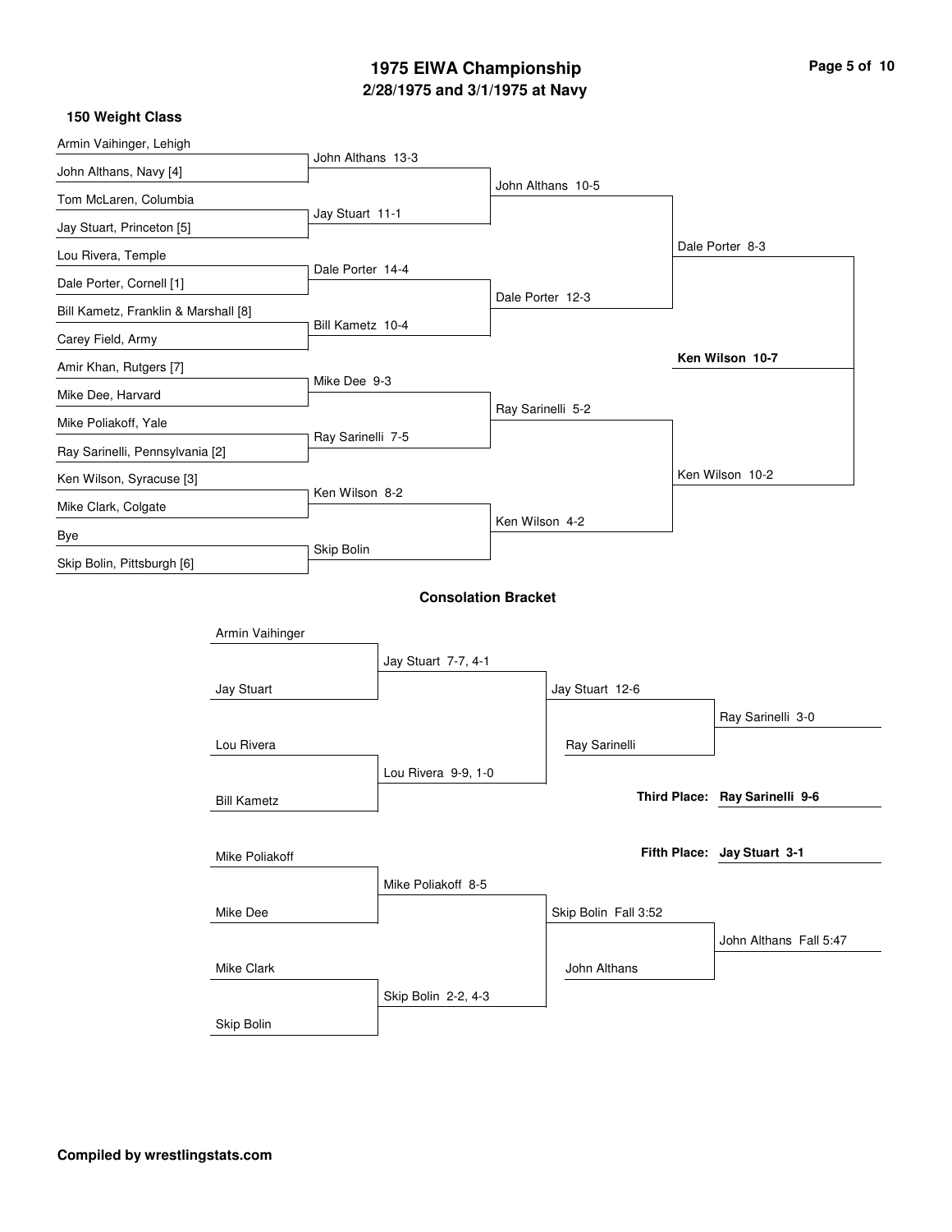# 1975 EIWA Championship

## 2/28/1975 and 3/1/1975 at Navy

### 150 Weight Class

**Championship Bracket**

| First Round | Quarterfinals | Semifinals | Finals |
|---|---|---|---|
| Armin Vaihinger, Lehigh | John Althans 13-3 | John Althans 10-5 | Dale Porter 8-3 |
| John Althans, Navy [4] | | | |
| Tom McLaren, Columbia | Jay Stuart 11-1 | | |
| Jay Stuart, Princeton [5] | | | |
| Lou Rivera, Temple | Dale Porter 14-4 | Dale Porter 12-3 | |
| Dale Porter, Cornell [1] | | | |
| Bill Kametz, Franklin & Marshall [8] | Bill Kametz 10-4 | | |
| Carey Field, Army | | | |
| Amir Khan, Rutgers [7] | Mike Dee 9-3 | Ray Sarinelli 5-2 | Ken Wilson 10-2 |
| Mike Dee, Harvard | | | |
| Mike Poliakoff, Yale | Ray Sarinelli 7-5 | | |
| Ray Sarinelli, Pennsylvania [2] | | | |
| Ken Wilson, Syracuse [3] | Ken Wilson 8-2 | Ken Wilson 4-2 | |
| Mike Clark, Colgate | | | |
| Bye | Skip Bolin | | |
| Skip Bolin, Pittsburgh [6] | | | |

**Champion: Ken Wilson 10-7**

### Consolation Bracket

| Round 1 | Round 2 | Round 3 | Round 4 |
|---|---|---|---|
| Armin Vaihinger | Jay Stuart 7-7, 4-1 | Jay Stuart 12-6 | Ray Sarinelli 3-0 |
| Jay Stuart | | | |
| Lou Rivera | Lou Rivera 9-9, 1-0 | Ray Sarinelli | |
| Bill Kametz | | | |
| Mike Poliakoff | Mike Poliakoff 8-5 | Skip Bolin Fall 3:52 | John Althans Fall 5:47 |
| Mike Dee | | | |
| Mike Clark | Skip Bolin 2-2, 4-3 | John Althans | |
| Skip Bolin | | | |

**Third Place: Ray Sarinelli 9-6**

**Fifth Place: Jay Stuart 3-1**

**Compiled by wrestlingstats.com**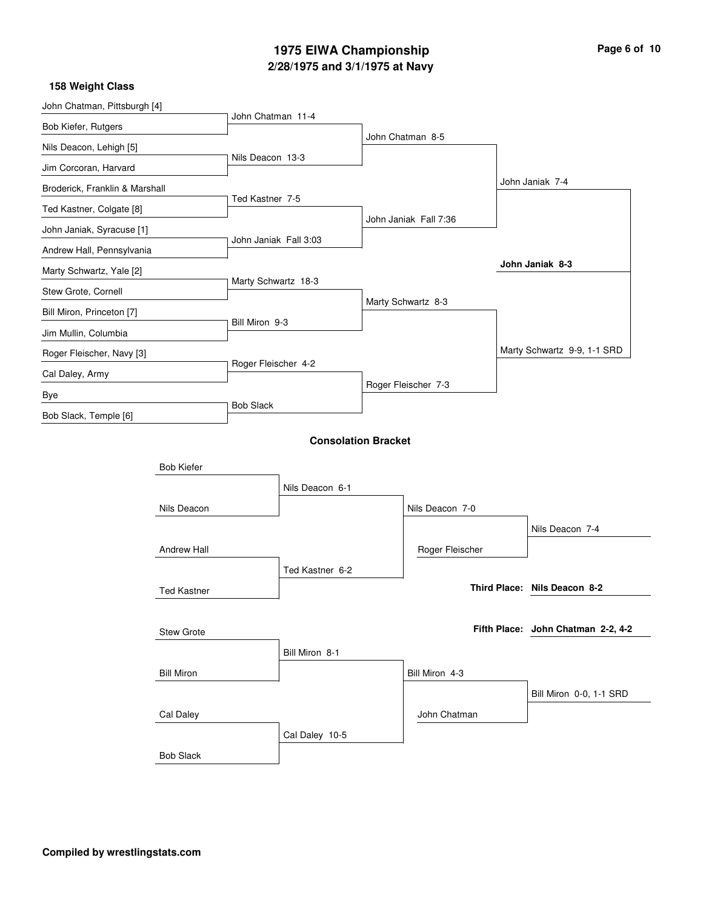# 1975 EIWA Championship

## 2/28/1975 and 3/1/1975 at Navy

### 158 Weight Class

**Championship Bracket**

| First Round | Quarterfinals | Semifinals | Finals |
|---|---|---|---|
| John Chatman, Pittsburgh [4] | John Chatman 11-4 | John Chatman 8-5 | John Janiak 7-4 |
| Bob Kiefer, Rutgers | | | |
| Nils Deacon, Lehigh [5] | Nils Deacon 13-3 | | |
| Jim Corcoran, Harvard | | | |
| Broderick, Franklin & Marshall | Ted Kastner 7-5 | John Janiak Fall 7:36 | |
| Ted Kastner, Colgate [8] | | | |
| John Janiak, Syracuse [1] | John Janiak Fall 3:03 | | |
| Andrew Hall, Pennsylvania | | | |
| Marty Schwartz, Yale [2] | Marty Schwartz 18-3 | Marty Schwartz 8-3 | Marty Schwartz 9-9, 1-1 SRD |
| Stew Grote, Cornell | | | |
| Bill Miron, Princeton [7] | Bill Miron 9-3 | | |
| Jim Mullin, Columbia | | | |
| Roger Fleischer, Navy [3] | Roger Fleischer 4-2 | Roger Fleischer 7-3 | |
| Cal Daley, Army | | | |
| Bye | Bob Slack | | |
| Bob Slack, Temple [6] | | | |

**Champion: John Janiak 8-3**

### Consolation Bracket

| First Round | Second Round | Semifinals | Finals |
|---|---|---|---|
| Bob Kiefer | Nils Deacon 6-1 | Nils Deacon 7-0 | Nils Deacon 7-4 |
| Nils Deacon | | | |
| Andrew Hall | Ted Kastner 6-2 | Roger Fleischer | |
| Ted Kastner | | | |
| Stew Grote | Bill Miron 8-1 | Bill Miron 4-3 | Bill Miron 0-0, 1-1 SRD |
| Bill Miron | | | |
| Cal Daley | Cal Daley 10-5 | John Chatman | |
| Bob Slack | | | |

**Third Place: Nils Deacon 8-2**

**Fifth Place: John Chatman 2-2, 4-2**

**Compiled by wrestlingstats.com**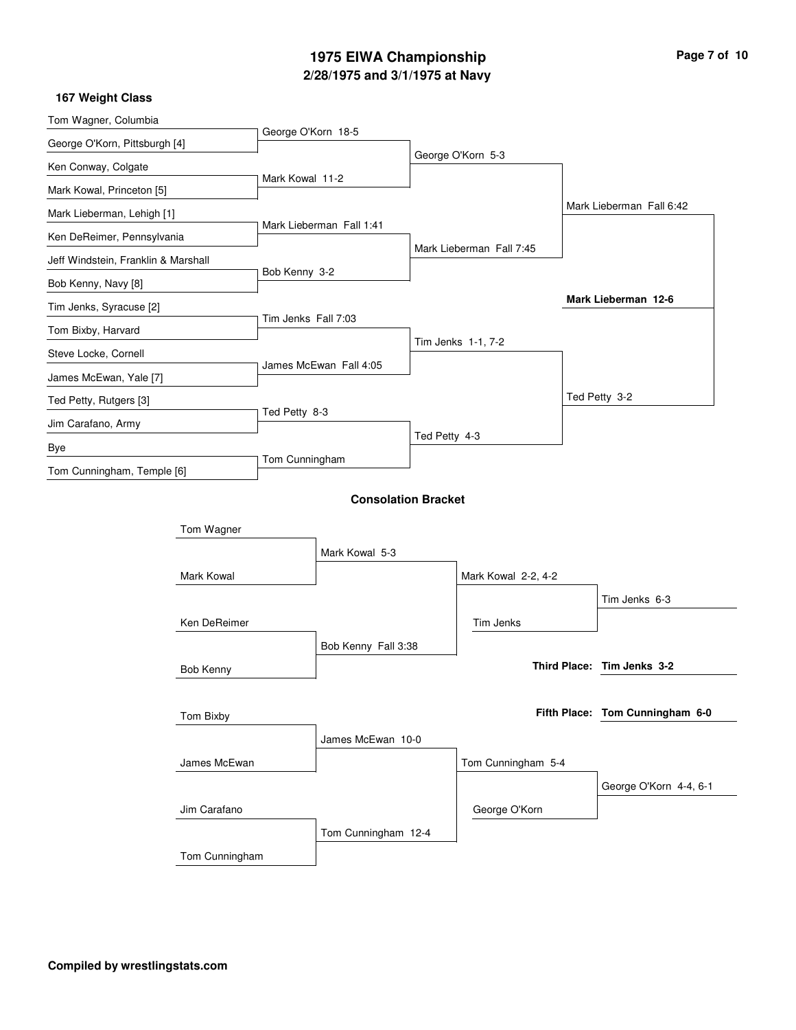# 1975 EIWA Championship

## 2/28/1975 and 3/1/1975 at Navy

### 167 Weight Class

**Championship Bracket**

| First Round | Quarterfinals | Semifinals | Finals |
| --- | --- | --- | --- |
| Tom Wagner, Columbia | | | |
| George O'Korn, Pittsburgh [4] | George O'Korn 18-5 | | |
| Ken Conway, Colgate | | George O'Korn 5-3 | |
| Mark Kowal, Princeton [5] | Mark Kowal 11-2 | | |
| Mark Lieberman, Lehigh [1] | | | Mark Lieberman Fall 6:42 |
| Ken DeReimer, Pennsylvania | Mark Lieberman Fall 1:41 | | |
| Jeff Windstein, Franklin & Marshall | | Mark Lieberman Fall 7:45 | |
| Bob Kenny, Navy [8] | Bob Kenny 3-2 | | |
| Tim Jenks, Syracuse [2] | | | **Mark Lieberman 12-6** |
| Tom Bixby, Harvard | Tim Jenks Fall 7:03 | | |
| Steve Locke, Cornell | | Tim Jenks 1-1, 7-2 | |
| James McEwan, Yale [7] | James McEwan Fall 4:05 | | |
| Ted Petty, Rutgers [3] | | | Ted Petty 3-2 |
| Jim Carafano, Army | Ted Petty 8-3 | | |
| Bye | | Ted Petty 4-3 | |
| Tom Cunningham, Temple [6] | Tom Cunningham | | |

### Consolation Bracket

| Round 1 | Round 2 | Round 3 | Consolation Final |
| --- | --- | --- | --- |
| Tom Wagner | | | |
| Mark Kowal | Mark Kowal 5-3 | | |
| | | Mark Kowal 2-2, 4-2 | |
| | | Tim Jenks | Tim Jenks 6-3 |
| Ken DeReimer | | | |
| Bob Kenny | Bob Kenny Fall 3:38 | | |
| Tom Bixby | | | |
| James McEwan | James McEwan 10-0 | | |
| | | Tom Cunningham 5-4 | |
| | | George O'Korn | George O'Korn 4-4, 6-1 |
| Jim Carafano | | | |
| Tom Cunningham | Tom Cunningham 12-4 | | |

**Third Place: Tim Jenks 3-2**

**Fifth Place: Tom Cunningham 6-0**

**Compiled by wrestlingstats.com**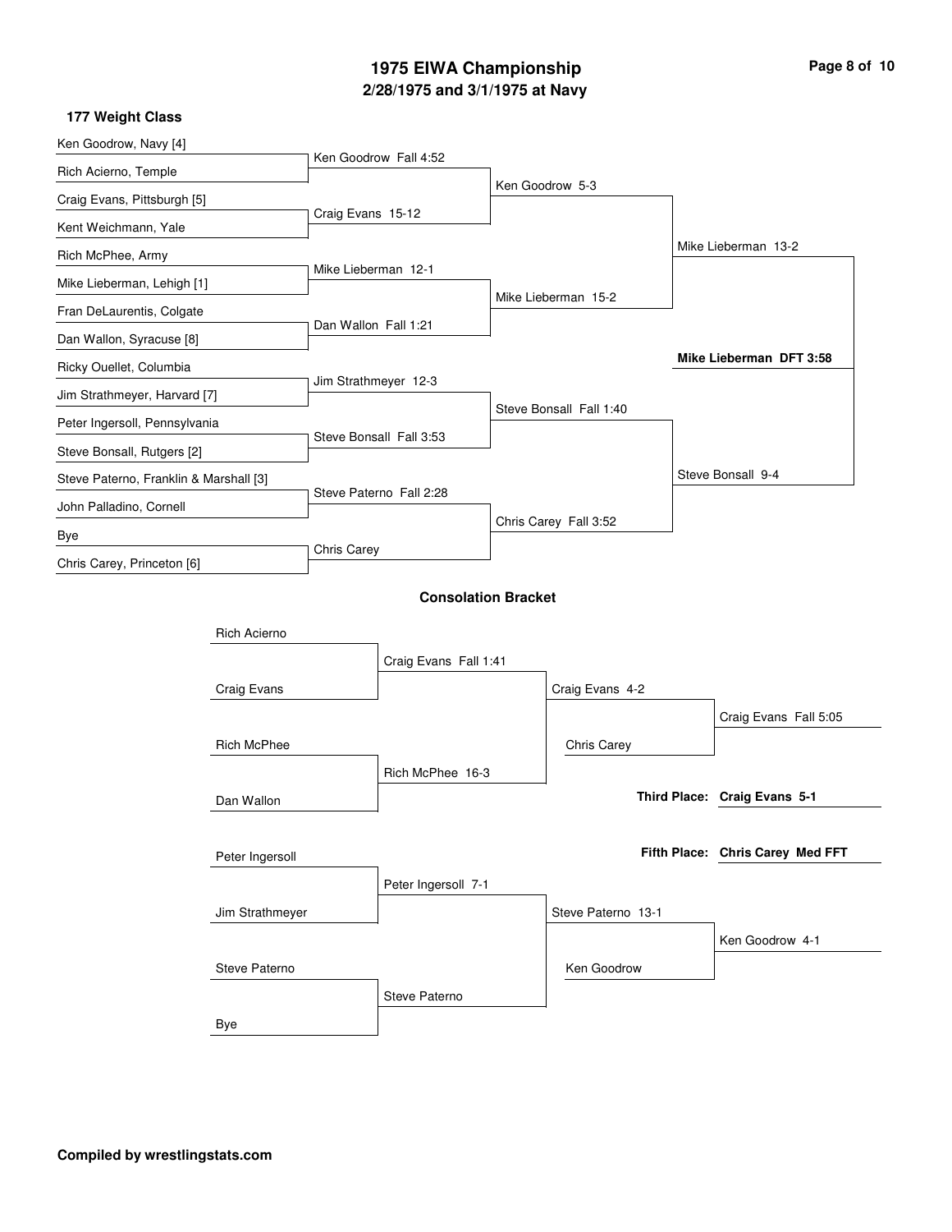# 1975 EIWA Championship

## 2/28/1975 and 3/1/1975 at Navy

### 177 Weight Class

**First Round**

- Ken Goodrow, Navy [4] vs. Rich Acierno, Temple — Ken Goodrow Fall 4:52
- Craig Evans, Pittsburgh [5] vs. Kent Weichmann, Yale — Craig Evans 15-12
- Rich McPhee, Army vs. Mike Lieberman, Lehigh [1] — Mike Lieberman 12-1
- Fran DeLaurentis, Colgate vs. Dan Wallon, Syracuse [8] — Dan Wallon Fall 1:21
- Ricky Ouellet, Columbia vs. Jim Strathmeyer, Harvard [7] — Jim Strathmeyer 12-3
- Peter Ingersoll, Pennsylvania vs. Steve Bonsall, Rutgers [2] — Steve Bonsall Fall 3:53
- Steve Paterno, Franklin & Marshall [3] vs. John Palladino, Cornell — Steve Paterno Fall 2:28
- Bye vs. Chris Carey, Princeton [6] — Chris Carey

**Quarterfinals**

- Ken Goodrow 5-3
- Mike Lieberman 15-2
- Steve Bonsall Fall 1:40
- Chris Carey Fall 3:52

**Semifinals**

- Mike Lieberman 13-2
- Steve Bonsall 9-4

**Final**

- **Mike Lieberman DFT 3:58**

### Consolation Bracket

- Rich Acierno vs. Craig Evans — Craig Evans Fall 1:41
- Rich McPhee vs. Dan Wallon — Rich McPhee 16-3
- Craig Evans vs. Rich McPhee — Craig Evans 4-2
- Craig Evans vs. Chris Carey — Craig Evans Fall 5:05
- Peter Ingersoll vs. Jim Strathmeyer — Peter Ingersoll 7-1
- Steve Paterno vs. Bye — Steve Paterno
- Peter Ingersoll vs. Steve Paterno — Steve Paterno 13-1
- Steve Paterno vs. Ken Goodrow — Ken Goodrow 4-1

**Third Place:** **Craig Evans 5-1**

**Fifth Place:** **Chris Carey Med FFT**

**Compiled by wrestlingstats.com**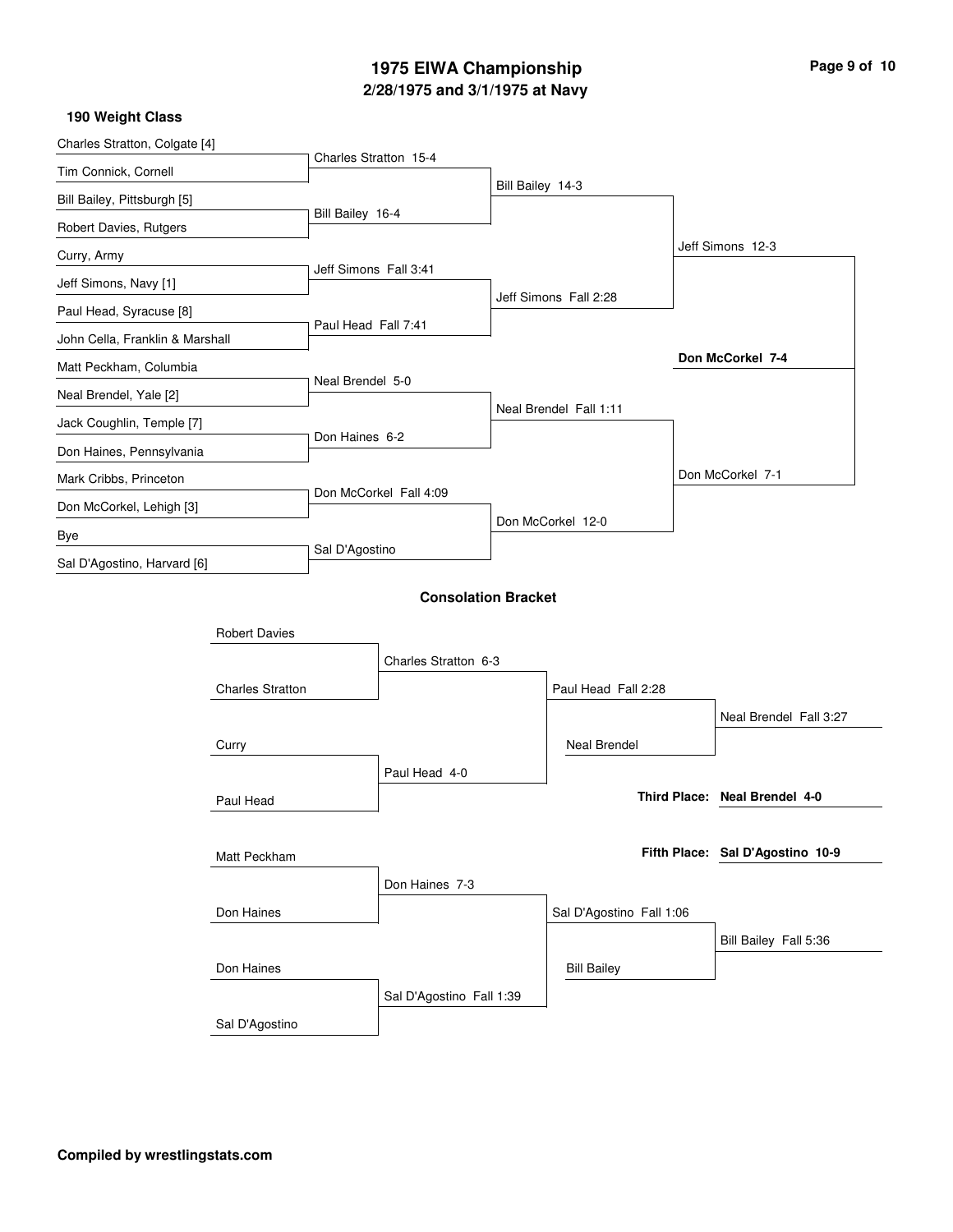# 1975 EIWA Championship

## 2/28/1975 and 3/1/1975 at Navy

### 190 Weight Class

**Championship Bracket**

First Round:
- Charles Stratton, Colgate [4] vs. Tim Connick, Cornell — Charles Stratton 15-4
- Bill Bailey, Pittsburgh [5] vs. Robert Davies, Rutgers — Bill Bailey 16-4
- Curry, Army vs. Jeff Simons, Navy [1] — Jeff Simons Fall 3:41
- Paul Head, Syracuse [8] vs. John Cella, Franklin & Marshall — Paul Head Fall 7:41
- Matt Peckham, Columbia vs. Neal Brendel, Yale [2] — Neal Brendel 5-0
- Jack Coughlin, Temple [7] vs. Don Haines, Pennsylvania — Don Haines 6-2
- Mark Cribbs, Princeton vs. Don McCorkel, Lehigh [3] — Don McCorkel Fall 4:09
- Bye vs. Sal D'Agostino, Harvard [6] — Sal D'Agostino

Quarterfinals:
- Bill Bailey 14-3
- Jeff Simons Fall 2:28
- Neal Brendel Fall 1:11
- Don McCorkel 12-0

Semifinals:
- Jeff Simons 12-3
- Don McCorkel 7-1

Final:
- **Don McCorkel 7-4**

### Consolation Bracket

- Robert Davies vs. Charles Stratton — Charles Stratton 6-3
- Curry vs. Paul Head — Paul Head 4-0
- Charles Stratton vs. Paul Head — Paul Head Fall 2:28
- Paul Head vs. Neal Brendel — Neal Brendel Fall 3:27
- Matt Peckham vs. Don Haines — Don Haines 7-3
- Don Haines vs. Sal D'Agostino — Sal D'Agostino Fall 1:39
- Don Haines vs. Sal D'Agostino — Sal D'Agostino Fall 1:06
- Sal D'Agostino vs. Bill Bailey — Bill Bailey Fall 5:36

**Third Place: Neal Brendel 4-0**

**Fifth Place: Sal D'Agostino 10-9**

**Compiled by wrestlingstats.com**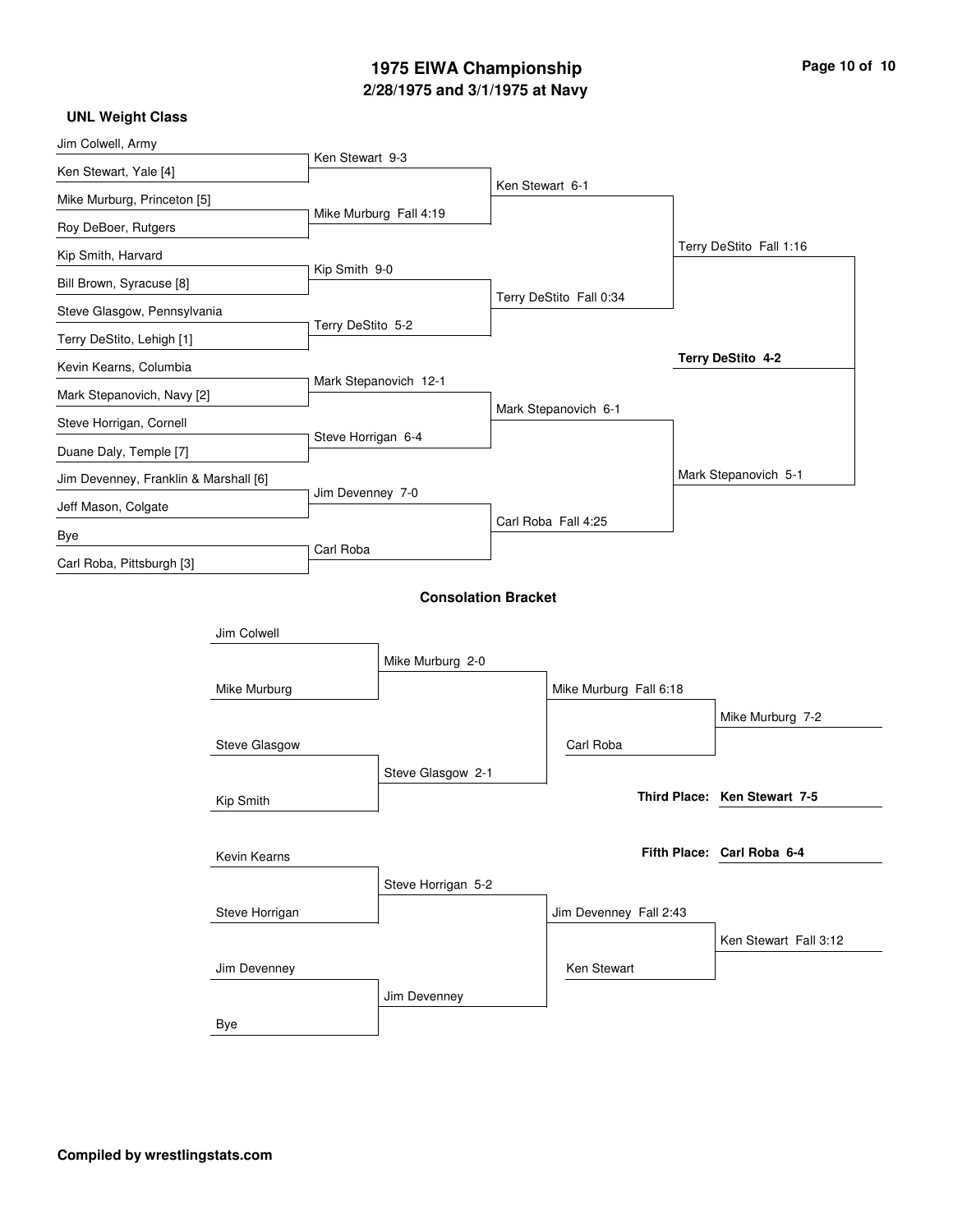# 1975 EIWA Championship

## 2/28/1975 and 3/1/1975 at Navy

### UNL Weight Class

Jim Colwell, Army
Ken Stewart, Yale [4]
Mike Murburg, Princeton [5]
Roy DeBoer, Rutgers
Kip Smith, Harvard
Bill Brown, Syracuse [8]
Steve Glasgow, Pennsylvania
Terry DeStito, Lehigh [1]
Kevin Kearns, Columbia
Mark Stepanovich, Navy [2]
Steve Horrigan, Cornell
Duane Daly, Temple [7]
Jim Devenney, Franklin & Marshall [6]
Jeff Mason, Colgate
Bye
Carl Roba, Pittsburgh [3]

Ken Stewart 9-3
Mike Murburg Fall 4:19
Kip Smith 9-0
Terry DeStito 5-2
Mark Stepanovich 12-1
Steve Horrigan 6-4
Jim Devenney 7-0
Carl Roba

Ken Stewart 6-1
Terry DeStito Fall 0:34
Mark Stepanovich 6-1
Carl Roba Fall 4:25

Terry DeStito Fall 1:16
Mark Stepanovich 5-1

**Terry DeStito 4-2**

### Consolation Bracket

Jim Colwell
Mike Murburg
Steve Glasgow
Kip Smith

Mike Murburg 2-0
Steve Glasgow 2-1

Mike Murburg Fall 6:18
Carl Roba

Mike Murburg 7-2

**Third Place: Ken Stewart 7-5**

**Fifth Place: Carl Roba 6-4**

Kevin Kearns
Steve Horrigan
Jim Devenney
Bye

Steve Horrigan 5-2
Jim Devenney

Jim Devenney Fall 2:43
Ken Stewart

Ken Stewart Fall 3:12

**Compiled by wrestlingstats.com**